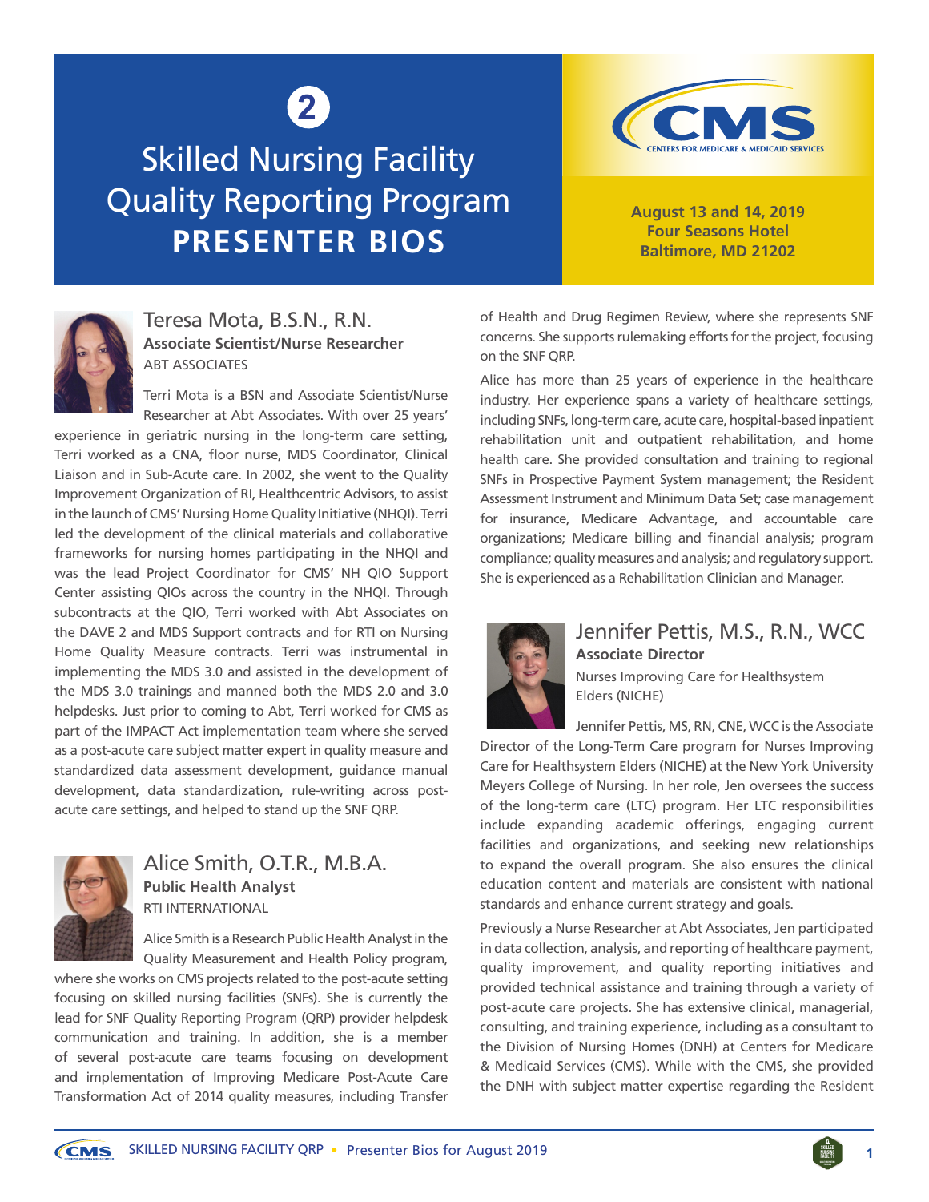2

# Skilled Nursing Facility Quality Reporting Program PRESENTER BIOS

**August 13 and 14, 2019**
**Four Seasons Hotel**
**Baltimore, MD 21202**

## Teresa Mota, B.S.N., R.N.

**Associate Scientist/Nurse Researcher**

ABT ASSOCIATES

Terri Mota is a BSN and Associate Scientist/Nurse Researcher at Abt Associates. With over 25 years' experience in geriatric nursing in the long-term care setting, Terri worked as a CNA, floor nurse, MDS Coordinator, Clinical Liaison and in Sub-Acute care. In 2002, she went to the Quality Improvement Organization of RI, Healthcentric Advisors, to assist in the launch of CMS' Nursing Home Quality Initiative (NHQI). Terri led the development of the clinical materials and collaborative frameworks for nursing homes participating in the NHQI and was the lead Project Coordinator for CMS' NH QIO Support Center assisting QIOs across the country in the NHQI. Through subcontracts at the QIO, Terri worked with Abt Associates on the DAVE 2 and MDS Support contracts and for RTI on Nursing Home Quality Measure contracts. Terri was instrumental in implementing the MDS 3.0 and assisted in the development of the MDS 3.0 trainings and manned both the MDS 2.0 and 3.0 helpdesks. Just prior to coming to Abt, Terri worked for CMS as part of the IMPACT Act implementation team where she served as a post-acute care subject matter expert in quality measure and standardized data assessment development, guidance manual development, data standardization, rule-writing across post-acute care settings, and helped to stand up the SNF QRP.

## Alice Smith, O.T.R., M.B.A.

**Public Health Analyst**

RTI INTERNATIONAL

Alice Smith is a Research Public Health Analyst in the Quality Measurement and Health Policy program, where she works on CMS projects related to the post-acute setting focusing on skilled nursing facilities (SNFs). She is currently the lead for SNF Quality Reporting Program (QRP) provider helpdesk communication and training. In addition, she is a member of several post-acute care teams focusing on development and implementation of Improving Medicare Post-Acute Care Transformation Act of 2014 quality measures, including Transfer of Health and Drug Regimen Review, where she represents SNF concerns. She supports rulemaking efforts for the project, focusing on the SNF QRP.

Alice has more than 25 years of experience in the healthcare industry. Her experience spans a variety of healthcare settings, including SNFs, long-term care, acute care, hospital-based inpatient rehabilitation unit and outpatient rehabilitation, and home health care. She provided consultation and training to regional SNFs in Prospective Payment System management; the Resident Assessment Instrument and Minimum Data Set; case management for insurance, Medicare Advantage, and accountable care organizations; Medicare billing and financial analysis; program compliance; quality measures and analysis; and regulatory support. She is experienced as a Rehabilitation Clinician and Manager.

## Jennifer Pettis, M.S., R.N., WCC

**Associate Director**

Nurses Improving Care for Healthsystem Elders (NICHE)

Jennifer Pettis, MS, RN, CNE, WCC is the Associate Director of the Long-Term Care program for Nurses Improving Care for Healthsystem Elders (NICHE) at the New York University Meyers College of Nursing. In her role, Jen oversees the success of the long-term care (LTC) program. Her LTC responsibilities include expanding academic offerings, engaging current facilities and organizations, and seeking new relationships to expand the overall program. She also ensures the clinical education content and materials are consistent with national standards and enhance current strategy and goals.

Previously a Nurse Researcher at Abt Associates, Jen participated in data collection, analysis, and reporting of healthcare payment, quality improvement, and quality reporting initiatives and provided technical assistance and training through a variety of post-acute care projects. She has extensive clinical, managerial, consulting, and training experience, including as a consultant to the Division of Nursing Homes (DNH) at Centers for Medicare & Medicaid Services (CMS). While with the CMS, she provided the DNH with subject matter expertise regarding the Resident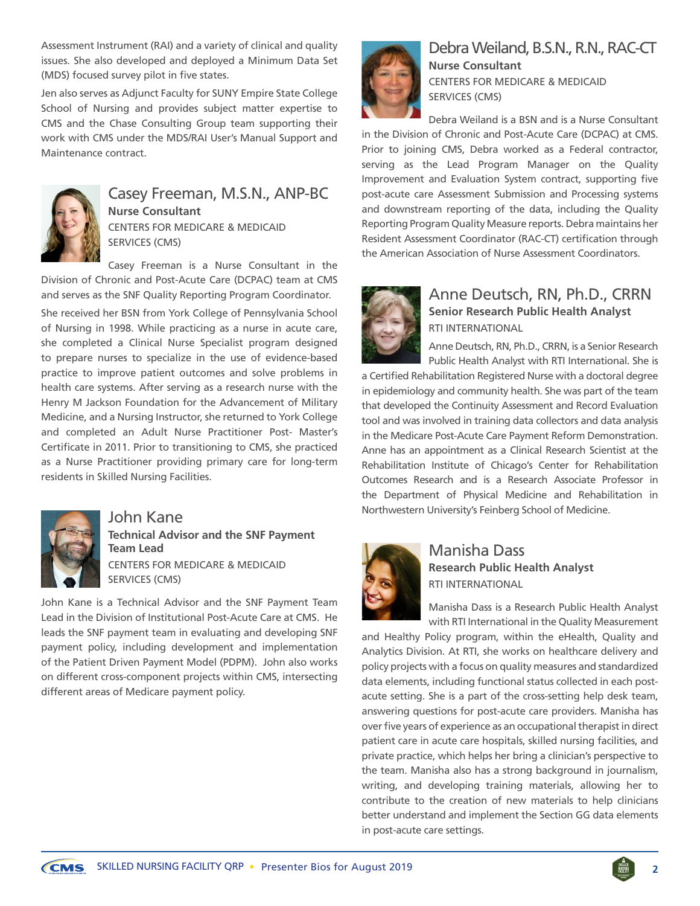Assessment Instrument (RAI) and a variety of clinical and quality issues. She also developed and deployed a Minimum Data Set (MDS) focused survey pilot in five states.

Jen also serves as Adjunct Faculty for SUNY Empire State College School of Nursing and provides subject matter expertise to CMS and the Chase Consulting Group team supporting their work with CMS under the MDS/RAI User's Manual Support and Maintenance contract.

## Casey Freeman, M.S.N., ANP-BC

**Nurse Consultant**

CENTERS FOR MEDICARE & MEDICAID SERVICES (CMS)

Casey Freeman is a Nurse Consultant in the Division of Chronic and Post-Acute Care (DCPAC) team at CMS and serves as the SNF Quality Reporting Program Coordinator.

She received her BSN from York College of Pennsylvania School of Nursing in 1998. While practicing as a nurse in acute care, she completed a Clinical Nurse Specialist program designed to prepare nurses to specialize in the use of evidence-based practice to improve patient outcomes and solve problems in health care systems. After serving as a research nurse with the Henry M Jackson Foundation for the Advancement of Military Medicine, and a Nursing Instructor, she returned to York College and completed an Adult Nurse Practitioner Post- Master's Certificate in 2011. Prior to transitioning to CMS, she practiced as a Nurse Practitioner providing primary care for long-term residents in Skilled Nursing Facilities.

## John Kane

**Technical Advisor and the SNF Payment Team Lead**

CENTERS FOR MEDICARE & MEDICAID SERVICES (CMS)

John Kane is a Technical Advisor and the SNF Payment Team Lead in the Division of Institutional Post-Acute Care at CMS. He leads the SNF payment team in evaluating and developing SNF payment policy, including development and implementation of the Patient Driven Payment Model (PDPM). John also works on different cross-component projects within CMS, intersecting different areas of Medicare payment policy.

## Debra Weiland, B.S.N., R.N., RAC-CT

**Nurse Consultant**

CENTERS FOR MEDICARE & MEDICAID SERVICES (CMS)

Debra Weiland is a BSN and is a Nurse Consultant in the Division of Chronic and Post-Acute Care (DCPAC) at CMS. Prior to joining CMS, Debra worked as a Federal contractor, serving as the Lead Program Manager on the Quality Improvement and Evaluation System contract, supporting five post-acute care Assessment Submission and Processing systems and downstream reporting of the data, including the Quality Reporting Program Quality Measure reports. Debra maintains her Resident Assessment Coordinator (RAC-CT) certification through the American Association of Nurse Assessment Coordinators.

## Anne Deutsch, RN, Ph.D., CRRN

**Senior Research Public Health Analyst**

RTI INTERNATIONAL

Anne Deutsch, RN, Ph.D., CRRN, is a Senior Research Public Health Analyst with RTI International. She is a Certified Rehabilitation Registered Nurse with a doctoral degree in epidemiology and community health. She was part of the team that developed the Continuity Assessment and Record Evaluation tool and was involved in training data collectors and data analysis in the Medicare Post-Acute Care Payment Reform Demonstration. Anne has an appointment as a Clinical Research Scientist at the Rehabilitation Institute of Chicago's Center for Rehabilitation Outcomes Research and is a Research Associate Professor in the Department of Physical Medicine and Rehabilitation in Northwestern University's Feinberg School of Medicine.

## Manisha Dass

**Research Public Health Analyst**

RTI INTERNATIONAL

Manisha Dass is a Research Public Health Analyst with RTI International in the Quality Measurement and Healthy Policy program, within the eHealth, Quality and Analytics Division. At RTI, she works on healthcare delivery and policy projects with a focus on quality measures and standardized data elements, including functional status collected in each post-acute setting. She is a part of the cross-setting help desk team, answering questions for post-acute care providers. Manisha has over five years of experience as an occupational therapist in direct patient care in acute care hospitals, skilled nursing facilities, and private practice, which helps her bring a clinician's perspective to the team. Manisha also has a strong background in journalism, writing, and developing training materials, allowing her to contribute to the creation of new materials to help clinicians better understand and implement the Section GG data elements in post-acute care settings.